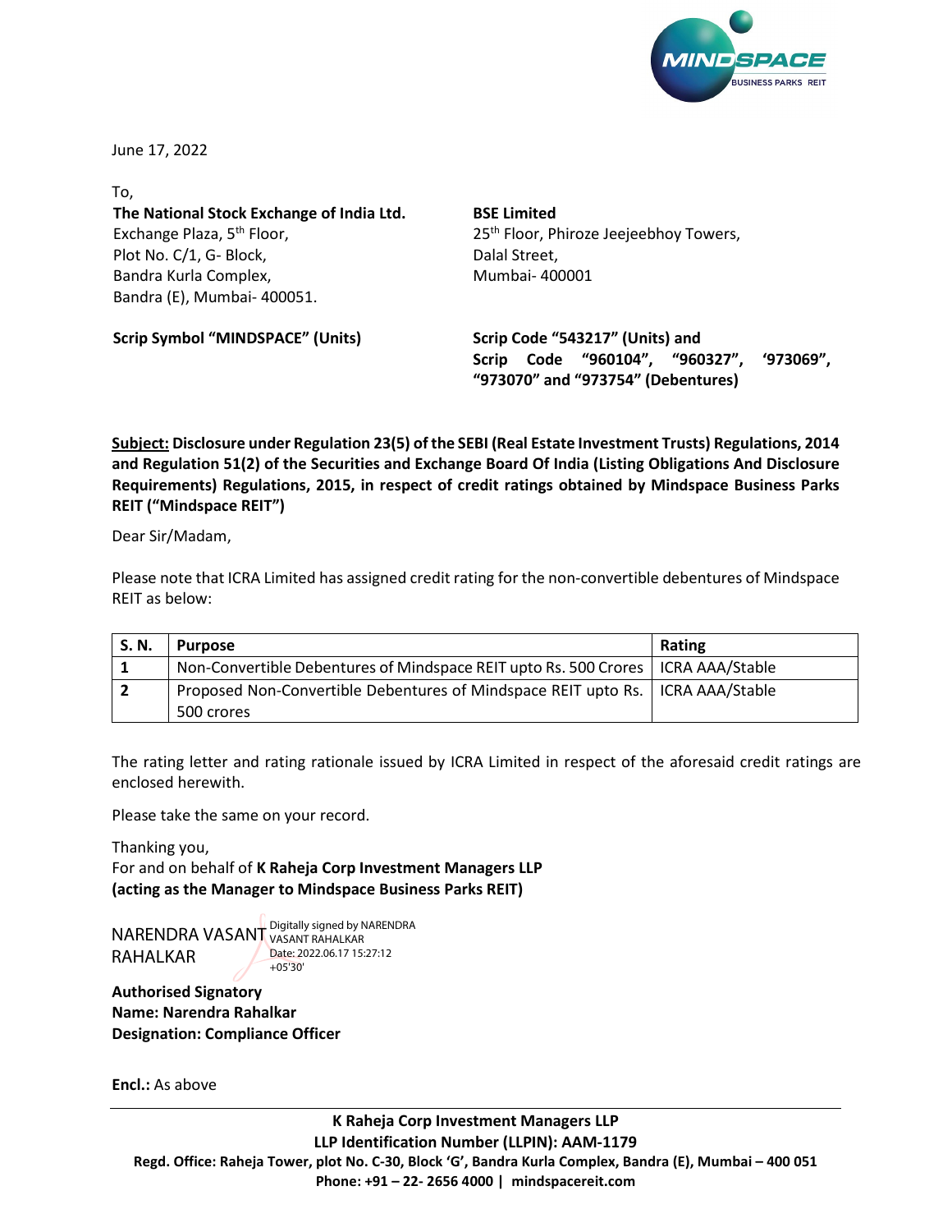June 17, 2022

To,

**The National Stock Exchange of India Ltd.**
Exchange Plaza, 5th Floor,
Plot No. C/1, G- Block,
Bandra Kurla Complex,
Bandra (E), Mumbai- 400051.

**Scrip Symbol "MINDSPACE" (Units)**

**BSE Limited**
25th Floor, Phiroze Jeejeebhoy Towers,
Dalal Street,
Mumbai- 400001

**Scrip Code "543217" (Units) and Scrip Code "960104", "960327", '973069", "973070" and "973754" (Debentures)**

**Subject: Disclosure under Regulation 23(5) of the SEBI (Real Estate Investment Trusts) Regulations, 2014 and Regulation 51(2) of the Securities and Exchange Board Of India (Listing Obligations And Disclosure Requirements) Regulations, 2015, in respect of credit ratings obtained by Mindspace Business Parks REIT ("Mindspace REIT")**

Dear Sir/Madam,

Please note that ICRA Limited has assigned credit rating for the non-convertible debentures of Mindspace REIT as below:

| S. N. | Purpose | Rating |
|---|---|---|
| 1 | Non-Convertible Debentures of Mindspace REIT upto Rs. 500 Crores | ICRA AAA/Stable |
| 2 | Proposed Non-Convertible Debentures of Mindspace REIT upto Rs. 500 crores | ICRA AAA/Stable |

The rating letter and rating rationale issued by ICRA Limited in respect of the aforesaid credit ratings are enclosed herewith.

Please take the same on your record.

Thanking you,
For and on behalf of **K Raheja Corp Investment Managers LLP**
**(acting as the Manager to Mindspace Business Parks REIT)**

NARENDRA VASANT RAHALKAR
Digitally signed by NARENDRA VASANT RAHALKAR
Date: 2022.06.17 15:27:12 +05'30'

**Authorised Signatory**
**Name: Narendra Rahalkar**
**Designation: Compliance Officer**

**Encl.:** As above

**K Raheja Corp Investment Managers LLP**
**LLP Identification Number (LLPIN): AAM-1179**
**Regd. Office: Raheja Tower, plot No. C-30, Block 'G', Bandra Kurla Complex, Bandra (E), Mumbai – 400 051**
**Phone: +91 – 22- 2656 4000 | mindspacereit.com**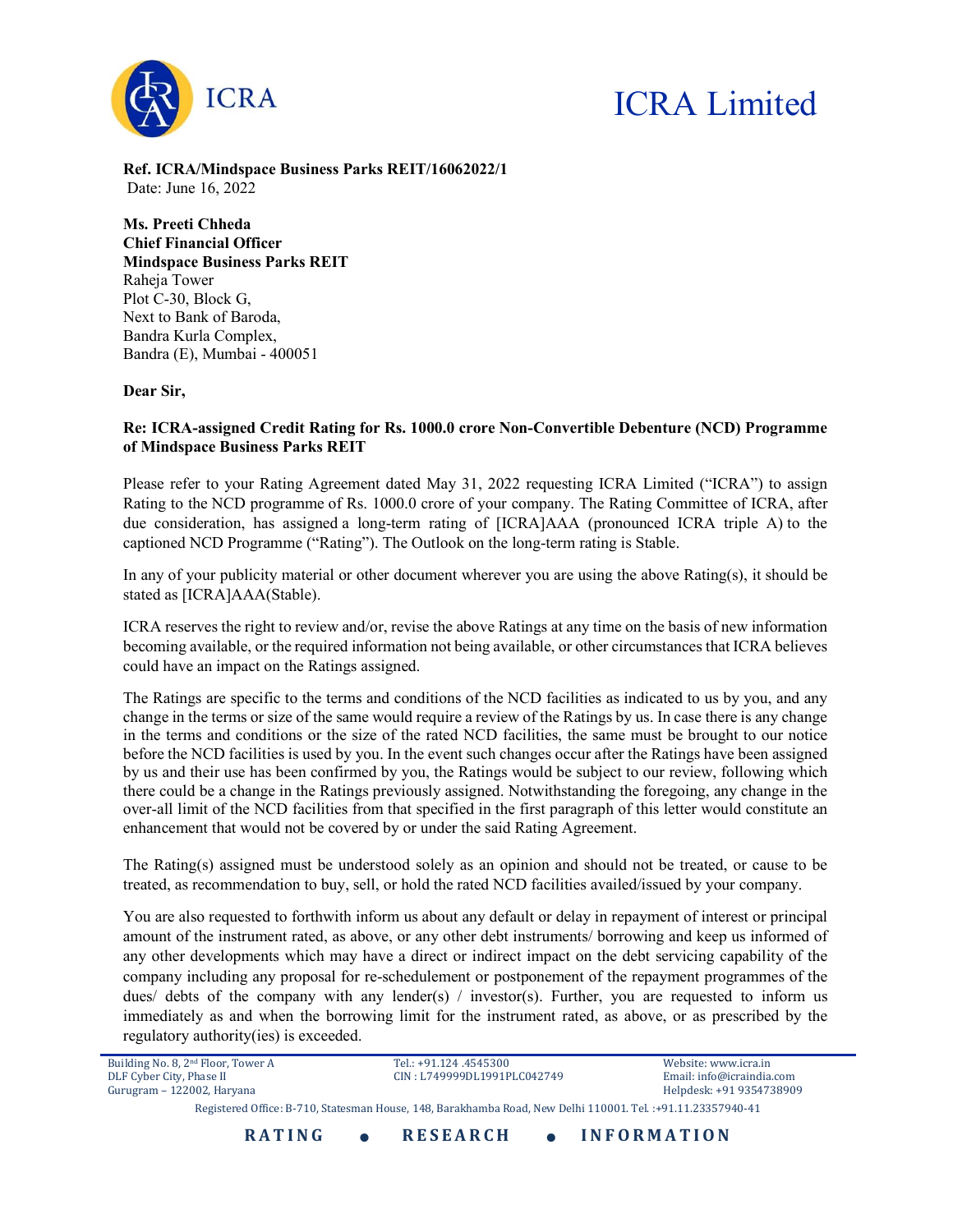# ICRA Limited

**Ref. ICRA/Mindspace Business Parks REIT/16062022/1**
Date: June 16, 2022

**Ms. Preeti Chheda**
**Chief Financial Officer**
**Mindspace Business Parks REIT**
Raheja Tower
Plot C-30, Block G,
Next to Bank of Baroda,
Bandra Kurla Complex,
Bandra (E), Mumbai - 400051

**Dear Sir,**

**Re: ICRA-assigned Credit Rating for Rs. 1000.0 crore Non-Convertible Debenture (NCD) Programme of Mindspace Business Parks REIT**

Please refer to your Rating Agreement dated May 31, 2022 requesting ICRA Limited ("ICRA") to assign Rating to the NCD programme of Rs. 1000.0 crore of your company. The Rating Committee of ICRA, after due consideration, has assigned a long-term rating of [ICRA]AAA (pronounced ICRA triple A) to the captioned NCD Programme ("Rating"). The Outlook on the long-term rating is Stable.

In any of your publicity material or other document wherever you are using the above Rating(s), it should be stated as [ICRA]AAA(Stable).

ICRA reserves the right to review and/or, revise the above Ratings at any time on the basis of new information becoming available, or the required information not being available, or other circumstances that ICRA believes could have an impact on the Ratings assigned.

The Ratings are specific to the terms and conditions of the NCD facilities as indicated to us by you, and any change in the terms or size of the same would require a review of the Ratings by us. In case there is any change in the terms and conditions or the size of the rated NCD facilities, the same must be brought to our notice before the NCD facilities is used by you. In the event such changes occur after the Ratings have been assigned by us and their use has been confirmed by you, the Ratings would be subject to our review, following which there could be a change in the Ratings previously assigned. Notwithstanding the foregoing, any change in the over-all limit of the NCD facilities from that specified in the first paragraph of this letter would constitute an enhancement that would not be covered by or under the said Rating Agreement.

The Rating(s) assigned must be understood solely as an opinion and should not be treated, or cause to be treated, as recommendation to buy, sell, or hold the rated NCD facilities availed/issued by your company.

You are also requested to forthwith inform us about any default or delay in repayment of interest or principal amount of the instrument rated, as above, or any other debt instruments/ borrowing and keep us informed of any other developments which may have a direct or indirect impact on the debt servicing capability of the company including any proposal for re-schedulement or postponement of the repayment programmes of the dues/ debts of the company with any lender(s) / investor(s). Further, you are requested to inform us immediately as and when the borrowing limit for the instrument rated, as above, or as prescribed by the regulatory authority(ies) is exceeded.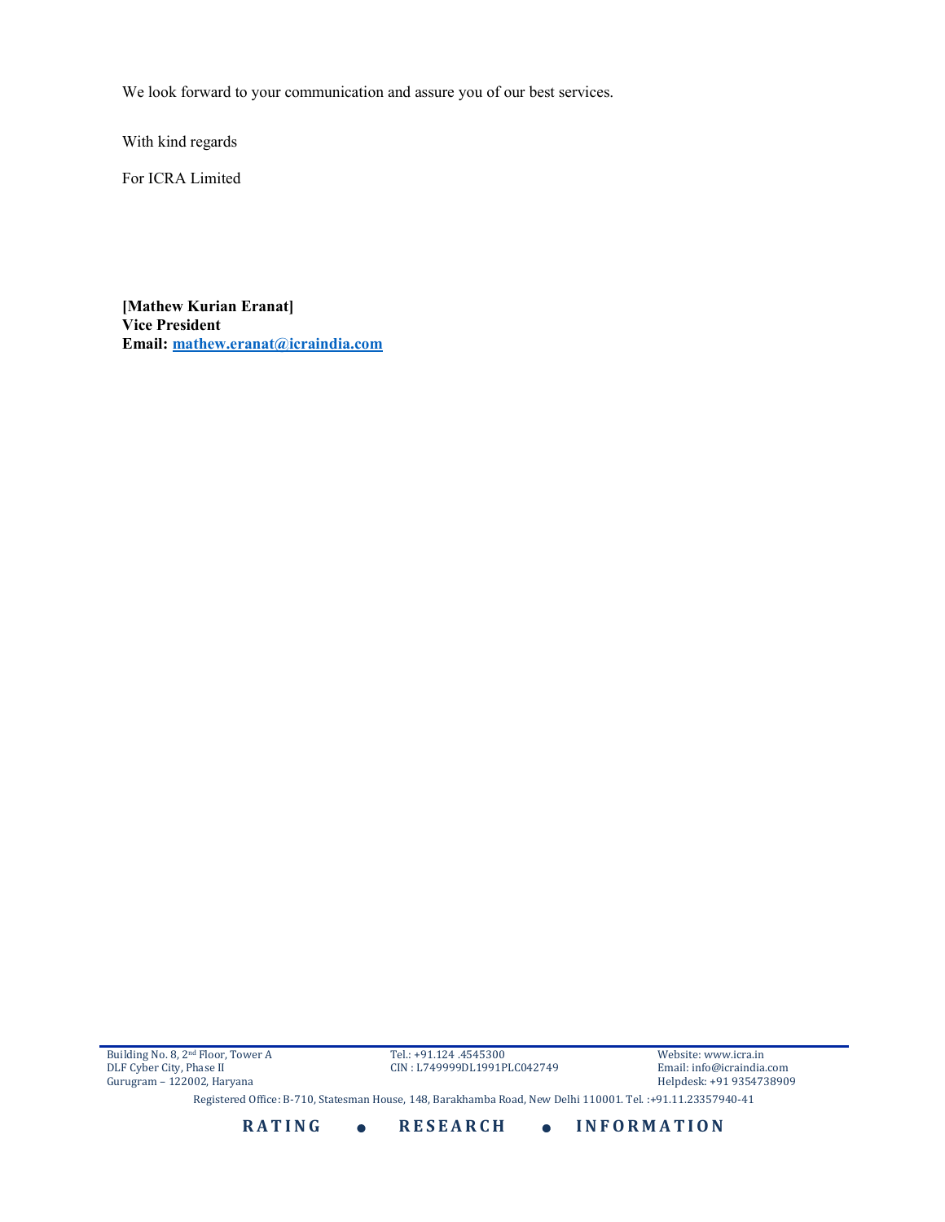We look forward to your communication and assure you of our best services.

With kind regards

For ICRA Limited

**[Mathew Kurian Eranat]**
**Vice President**
**Email: mathew.eranat@icraindia.com**